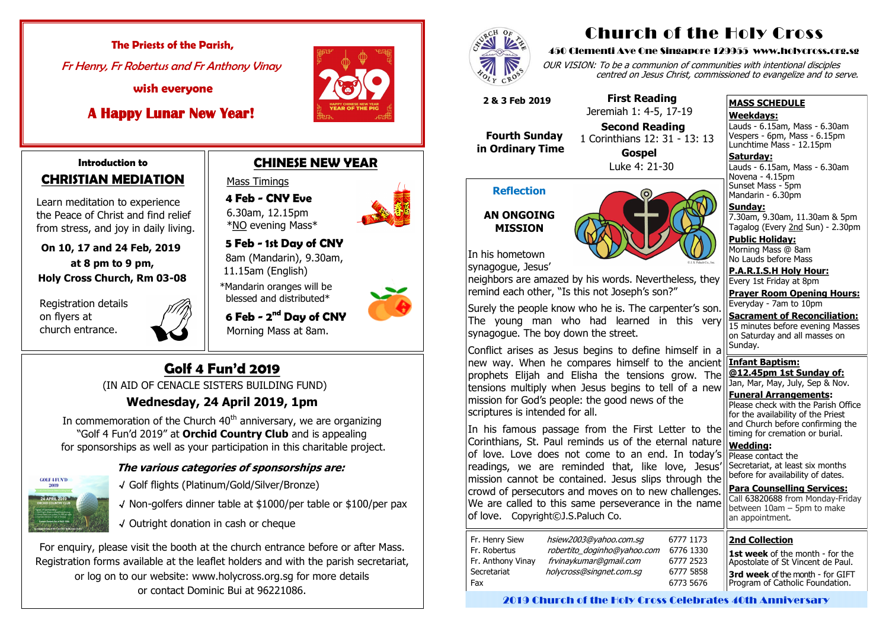**The Priests of the Parish,**

*Fr Henry, Fr Robertus and Fr Anthony Vinay*

**wish everyone**

## A Happy Lunar New Year!

### Introduction to

## CHRISTIAN MEDIATION

Learn meditation to experience the Peace of Christ and find relief from stress, and joy in daily living.

**On 10, 17 and 24 Feb, 2019**
**at 8 pm to 9 pm,**
**Holy Cross Church, Rm 03-08**

Registration details on flyers at church entrance.

## CHINESE NEW YEAR

Mass Timings

**4 Feb - CNY Eve**
6.30am, 12.15pm
*NO evening Mass*

**5 Feb - 1st Day of CNY**
8am (Mandarin), 9.30am, 11.15am (English)
*Mandarin oranges will be blessed and distributed*

**6 Feb - 2nd Day of CNY**
Morning Mass at 8am.

## Golf 4 Fun'd 2019

(IN AID OF CENACLE SISTERS BUILDING FUND)

### Wednesday, 24 April 2019, 1pm

In commemoration of the Church 40th anniversary, we are organizing "Golf 4 Fun'd 2019" at **Orchid Country Club** and is appealing for sponsorships as well as your participation in this charitable project.

***The various categories of sponsorships are:***

- √ Golf flights (Platinum/Gold/Silver/Bronze)
- √ Non-golfers dinner table at $1000/per table or $100/per pax
- √ Outright donation in cash or cheque

For enquiry, please visit the booth at the church entrance before or after Mass. Registration forms available at the leaflet holders and with the parish secretariat, or log on to our website: www.holycross.org.sg for more details or contact Dominic Bui at 96221086.

# Church of the Holy Cross

**450 Clementi Ave One Singapore 129955 www.holycross.org.sg**

*OUR VISION: To be a communion of communities with intentional disciples centred on Jesus Christ, commissioned to evangelize and to serve.*

**2 & 3 Feb 2019**

**Fourth Sunday in Ordinary Time**

**First Reading**
Jeremiah 1: 4-5, 17-19

**Second Reading**
1 Corinthians 12: 31 - 13: 13

**Gospel**
Luke 4: 21-30

### Reflection

**AN ONGOING MISSION**

In his hometown synagogue, Jesus' neighbors are amazed by his words. Nevertheless, they remind each other, "Is this not Joseph's son?"

Surely the people know who he is. The carpenter's son. The young man who had learned in this very synagogue. The boy down the street.

Conflict arises as Jesus begins to define himself in a new way. When he compares himself to the ancient prophets Elijah and Elisha the tensions grow. The tensions multiply when Jesus begins to tell of a new mission for God's people: the good news of the scriptures is intended for all.

In his famous passage from the First Letter to the Corinthians, St. Paul reminds us of the eternal nature of love. Love does not come to an end. In today's readings, we are reminded that, like love, Jesus' mission cannot be contained. Jesus slips through the crowd of persecutors and moves on to new challenges. We are called to this same perseverance in the name of love. Copyright©J.S.Paluch Co.

| | | |
|---|---|---|
| Fr. Henry Siew | *hsiew2003@yahoo.com.sg* | 6777 1173 |
| Fr. Robertus | *robertito_doginho@yahoo.com* | 6776 1330 |
| Fr. Anthony Vinay | *frvinaykumar@gmail.com* | 6777 2523 |
| Secretariat | *holycross@singnet.com.sg* | 6777 5858 |
| Fax | | 6773 5676 |

**MASS SCHEDULE**

**Weekdays:**
Lauds - 6.15am, Mass - 6.30am
Vespers - 6pm, Mass - 6.15pm
Lunchtime Mass - 12.15pm

**Saturday:**
Lauds - 6.15am, Mass - 6.30am
Novena - 4.15pm
Sunset Mass - 5pm
Mandarin - 6.30pm

**Sunday:**
7.30am, 9.30am, 11.30am & 5pm
Tagalog (Every 2nd Sun) - 2.30pm

**Public Holiday:**
Morning Mass @ 8am
No Lauds before Mass

**P.A.R.I.S.H Holy Hour:**
Every 1st Friday at 8pm

**Prayer Room Opening Hours:**
Everyday - 7am to 10pm

**Sacrament of Reconciliation:**
15 minutes before evening Masses on Saturday and all masses on Sunday.

**Infant Baptism:**
**@12.45pm 1st Sunday of:**
Jan, Mar, May, July, Sep & Nov.

**Funeral Arrangements:**
Please check with the Parish Office for the availability of the Priest and Church before confirming the timing for cremation or burial.

**Wedding:**
Please contact the Secretariat, at least six months before for availability of dates.

**Para Counselling Services:**
Call 63820688 from Monday-Friday between 10am – 5pm to make an appointment.

**2nd Collection**

**1st week** of the month - for the Apostolate of St Vincent de Paul.

**3rd week** of the month - for GIFT Program of Catholic Foundation.

2019 Church of the Holy Cross Celebrates 40th Anniversary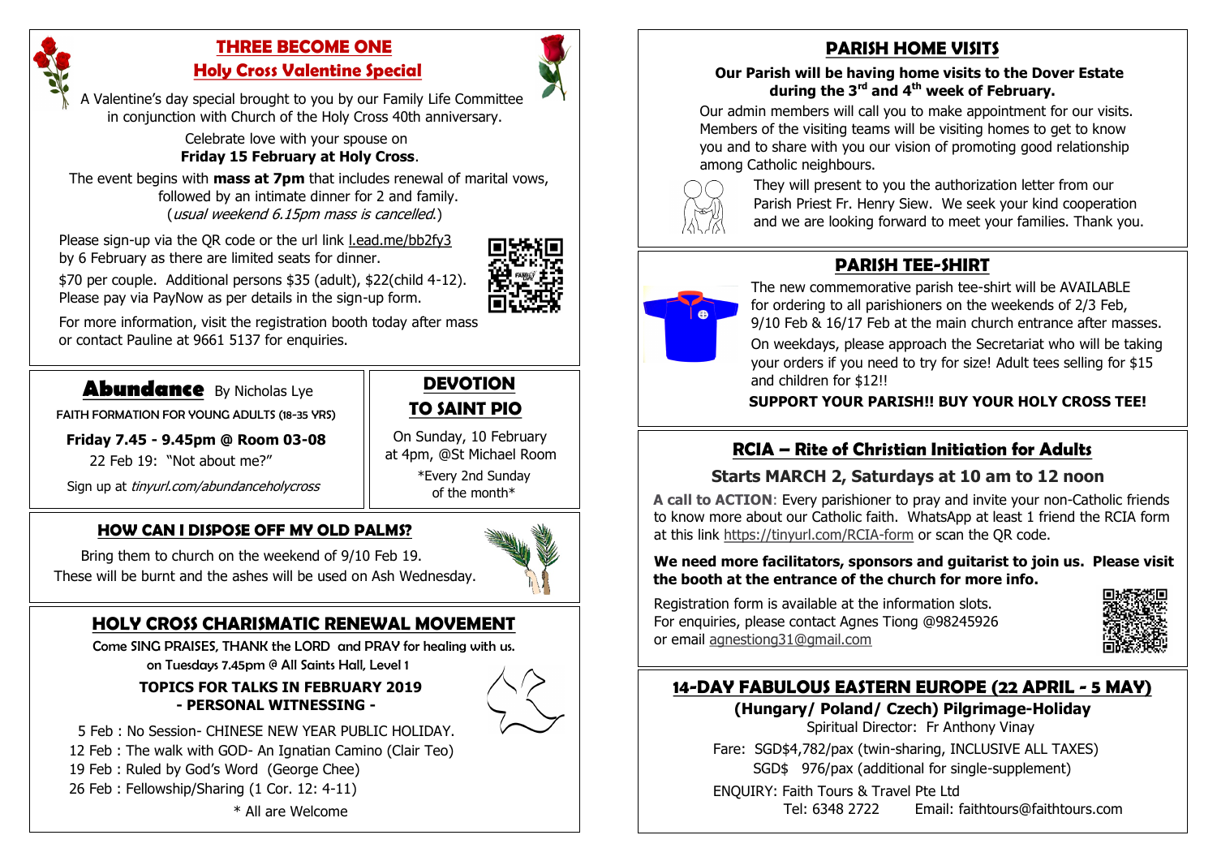## THREE BECOME ONE

## Holy Cross Valentine Special

A Valentine's day special brought to you by our Family Life Committee in conjunction with Church of the Holy Cross 40th anniversary.

Celebrate love with your spouse on
**Friday 15 February at Holy Cross**.

The event begins with **mass at 7pm** that includes renewal of marital vows, followed by an intimate dinner for 2 and family.
(*usual weekend 6.15pm mass is cancelled.*)

Please sign-up via the QR code or the url link l.ead.me/bb2fy3 by 6 February as there are limited seats for dinner.

$70 per couple. Additional persons $35 (adult), $22(child 4-12). Please pay via PayNow as per details in the sign-up form.

For more information, visit the registration booth today after mass or contact Pauline at 9661 5137 for enquiries.

## Abundance By Nicholas Lye

FAITH FORMATION FOR YOUNG ADULTS (18-35 YRS)

**Friday 7.45 - 9.45pm @ Room 03-08**

22 Feb 19: "Not about me?"

Sign up at *tinyurl.com/abundanceholycross*

## DEVOTION TO SAINT PIO

On Sunday, 10 February at 4pm, @St Michael Room

*Every 2nd Sunday of the month*

## HOW CAN I DISPOSE OFF MY OLD PALMS?

Bring them to church on the weekend of 9/10 Feb 19.
These will be burnt and the ashes will be used on Ash Wednesday.

## HOLY CROSS CHARISMATIC RENEWAL MOVEMENT

Come SING PRAISES, THANK the LORD and PRAY for healing with us.
on Tuesdays 7.45pm @ All Saints Hall, Level 1

**TOPICS FOR TALKS IN FEBRUARY 2019**
**- PERSONAL WITNESSING -**

5 Feb : No Session- CHINESE NEW YEAR PUBLIC HOLIDAY.
12 Feb : The walk with GOD- An Ignatian Camino (Clair Teo)
19 Feb : Ruled by God's Word (George Chee)
26 Feb : Fellowship/Sharing (1 Cor. 12: 4-11)

\* All are Welcome

## PARISH HOME VISITS

**Our Parish will be having home visits to the Dover Estate during the 3rd and 4th week of February.**

Our admin members will call you to make appointment for our visits. Members of the visiting teams will be visiting homes to get to know you and to share with you our vision of promoting good relationship among Catholic neighbours.

They will present to you the authorization letter from our Parish Priest Fr. Henry Siew. We seek your kind cooperation and we are looking forward to meet your families. Thank you.

## PARISH TEE-SHIRT

The new commemorative parish tee-shirt will be AVAILABLE for ordering to all parishioners on the weekends of 2/3 Feb, 9/10 Feb & 16/17 Feb at the main church entrance after masses.

On weekdays, please approach the Secretariat who will be taking your orders if you need to try for size! Adult tees selling for $15 and children for $12!!

**SUPPORT YOUR PARISH!! BUY YOUR HOLY CROSS TEE!**

## RCIA – Rite of Christian Initiation for Adults

**Starts MARCH 2, Saturdays at 10 am to 12 noon**

**A call to ACTION**: Every parishioner to pray and invite your non-Catholic friends to know more about our Catholic faith. WhatsApp at least 1 friend the RCIA form at this link https://tinyurl.com/RCIA-form or scan the QR code.

**We need more facilitators, sponsors and guitarist to join us. Please visit the booth at the entrance of the church for more info.**

Registration form is available at the information slots.
For enquiries, please contact Agnes Tiong @98245926
or email agnestiong31@gmail.com

## 14-DAY FABULOUS EASTERN EUROPE (22 APRIL - 5 MAY)

**(Hungary/ Poland/ Czech) Pilgrimage-Holiday**

Spiritual Director: Fr Anthony Vinay

Fare: SGD$4,782/pax (twin-sharing, INCLUSIVE ALL TAXES)
SGD$ 976/pax (additional for single-supplement)

ENQUIRY: Faith Tours & Travel Pte Ltd
Tel: 6348 2722 Email: faithtours@faithtours.com